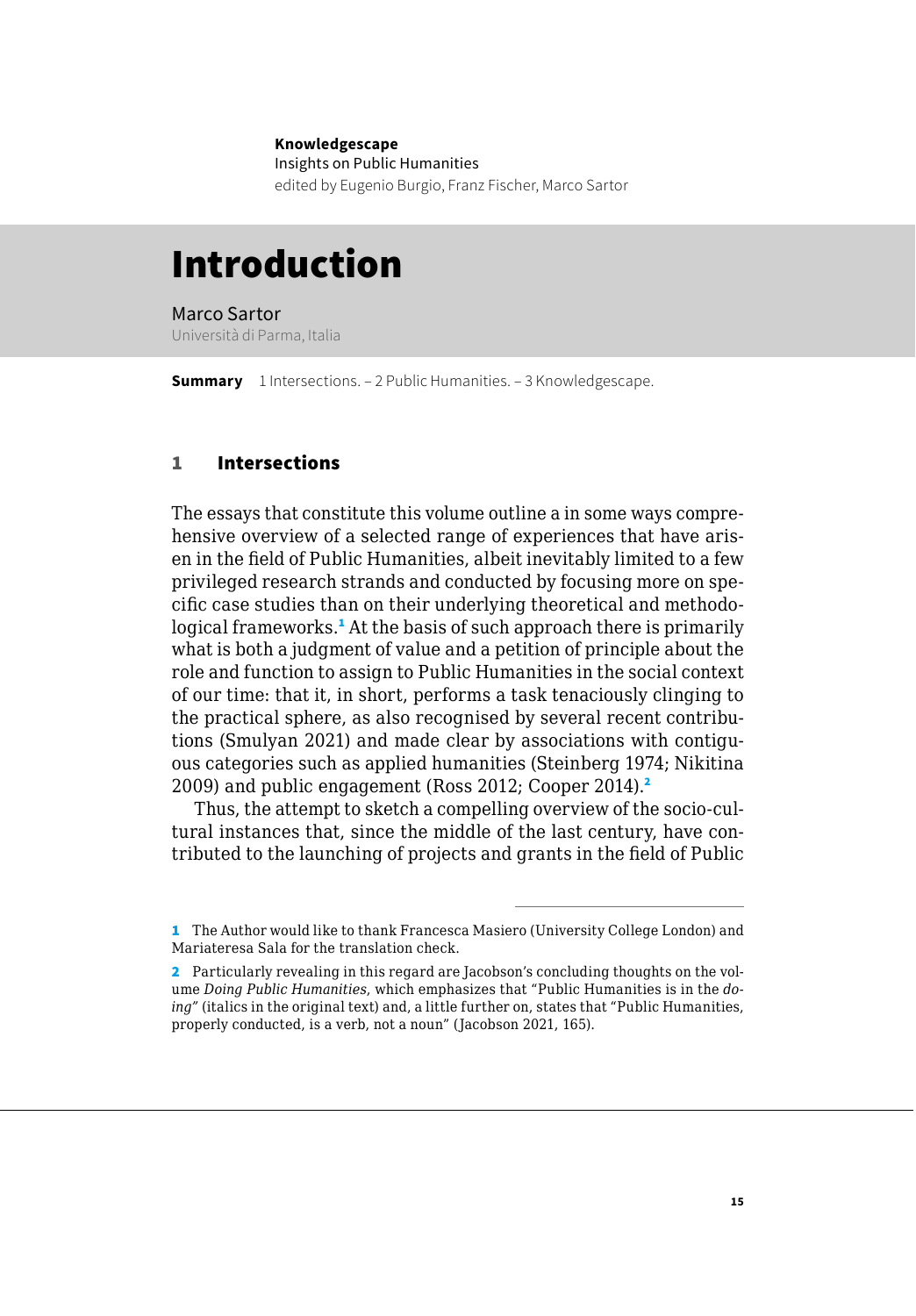**Knowledgescape**
Insights on Public Humanities
edited by Eugenio Burgio, Franz Fischer, Marco Sartor

# Introduction

Marco Sartor
Università di Parma, Italia

**Summary** 1 Intersections. – 2 Public Humanities. – 3 Knowledgescape.

## 1 Intersections

The essays that constitute this volume outline a in some ways comprehensive overview of a selected range of experiences that have arisen in the field of Public Humanities, albeit inevitably limited to a few privileged research strands and conducted by focusing more on specific case studies than on their underlying theoretical and methodological frameworks.[1] At the basis of such approach there is primarily what is both a judgment of value and a petition of principle about the role and function to assign to Public Humanities in the social context of our time: that it, in short, performs a task tenaciously clinging to the practical sphere, as also recognised by several recent contributions (Smulyan 2021) and made clear by associations with contiguous categories such as applied humanities (Steinberg 1974; Nikitina 2009) and public engagement (Ross 2012; Cooper 2014).[2]

Thus, the attempt to sketch a compelling overview of the socio-cultural instances that, since the middle of the last century, have contributed to the launching of projects and grants in the field of Public

---

[1] The Author would like to thank Francesca Masiero (University College London) and Mariateresa Sala for the translation check.

[2] Particularly revealing in this regard are Jacobson's concluding thoughts on the volume *Doing Public Humanities*, which emphasizes that "Public Humanities is in the *doing*" (italics in the original text) and, a little further on, states that "Public Humanities, properly conducted, is a verb, not a noun" (Jacobson 2021, 165).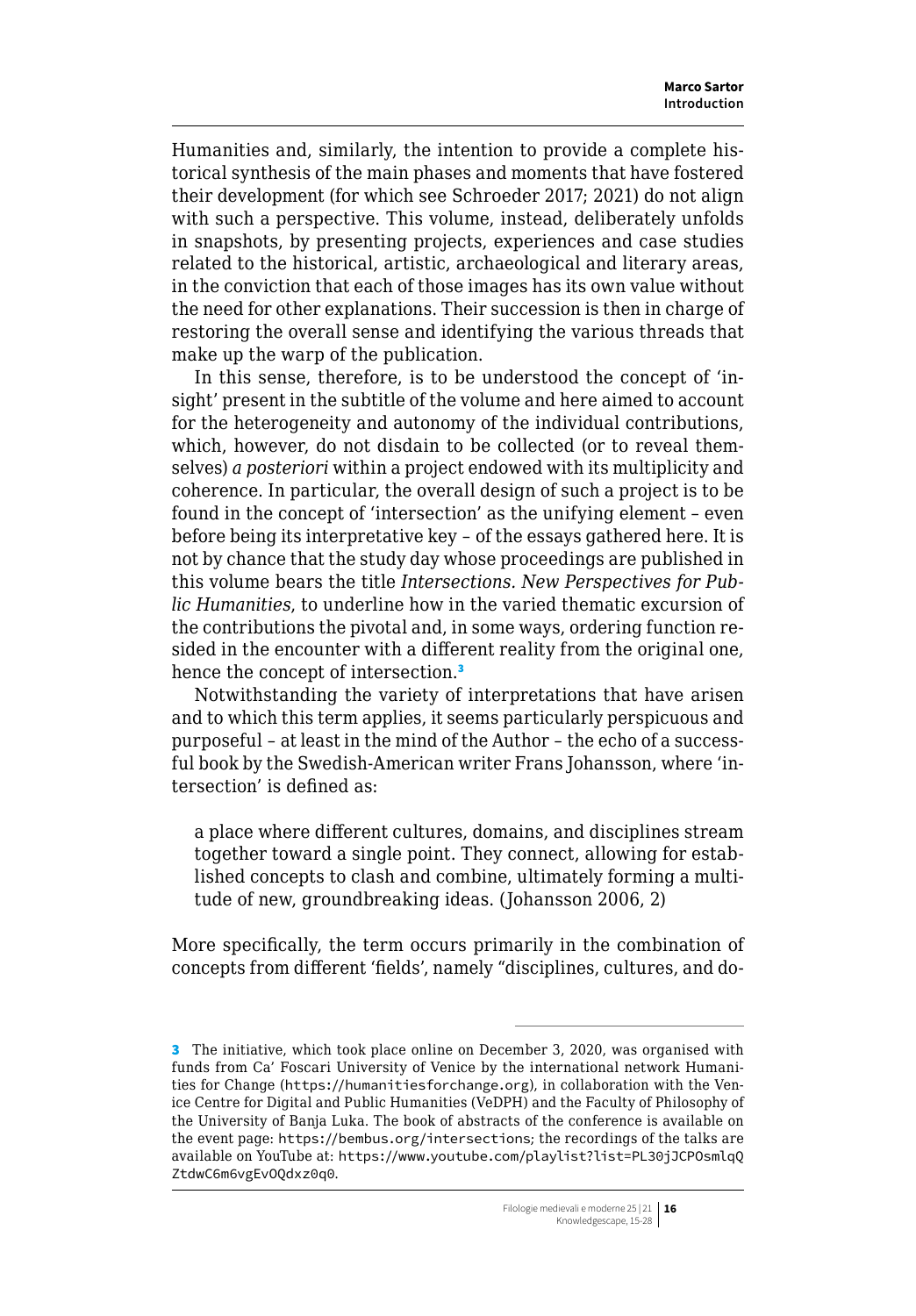Humanities and, similarly, the intention to provide a complete historical synthesis of the main phases and moments that have fostered their development (for which see Schroeder 2017; 2021) do not align with such a perspective. This volume, instead, deliberately unfolds in snapshots, by presenting projects, experiences and case studies related to the historical, artistic, archaeological and literary areas, in the conviction that each of those images has its own value without the need for other explanations. Their succession is then in charge of restoring the overall sense and identifying the various threads that make up the warp of the publication.

In this sense, therefore, is to be understood the concept of 'insight' present in the subtitle of the volume and here aimed to account for the heterogeneity and autonomy of the individual contributions, which, however, do not disdain to be collected (or to reveal themselves) *a posteriori* within a project endowed with its multiplicity and coherence. In particular, the overall design of such a project is to be found in the concept of 'intersection' as the unifying element – even before being its interpretative key – of the essays gathered here. It is not by chance that the study day whose proceedings are published in this volume bears the title *Intersections. New Perspectives for Public Humanities*, to underline how in the varied thematic excursion of the contributions the pivotal and, in some ways, ordering function resided in the encounter with a different reality from the original one, hence the concept of intersection.[3]

Notwithstanding the variety of interpretations that have arisen and to which this term applies, it seems particularly perspicuous and purposeful – at least in the mind of the Author – the echo of a successful book by the Swedish-American writer Frans Johansson, where 'intersection' is defined as:

> a place where different cultures, domains, and disciplines stream together toward a single point. They connect, allowing for established concepts to clash and combine, ultimately forming a multitude of new, groundbreaking ideas. (Johansson 2006, 2)

More specifically, the term occurs primarily in the combination of concepts from different 'fields', namely "disciplines, cultures, and do-

---

[3] The initiative, which took place online on December 3, 2020, was organised with funds from Ca' Foscari University of Venice by the international network Humanities for Change (https://humanitiesforchange.org), in collaboration with the Venice Centre for Digital and Public Humanities (VeDPH) and the Faculty of Philosophy of the University of Banja Luka. The book of abstracts of the conference is available on the event page: https://bembus.org/intersections; the recordings of the talks are available on YouTube at: https://www.youtube.com/playlist?list=PL30jJCPOsmlqQZtdwC6m6vgEvOQdxz0q0.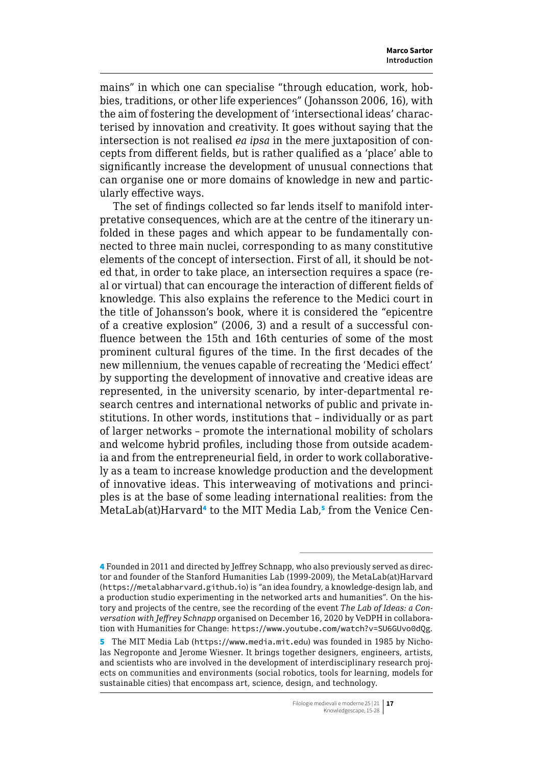mains" in which one can specialise "through education, work, hobbies, traditions, or other life experiences" (Johansson 2006, 16), with the aim of fostering the development of 'intersectional ideas' characterised by innovation and creativity. It goes without saying that the intersection is not realised *ea ipsa* in the mere juxtaposition of concepts from different fields, but is rather qualified as a 'place' able to significantly increase the development of unusual connections that can organise one or more domains of knowledge in new and particularly effective ways.

The set of findings collected so far lends itself to manifold interpretative consequences, which are at the centre of the itinerary unfolded in these pages and which appear to be fundamentally connected to three main nuclei, corresponding to as many constitutive elements of the concept of intersection. First of all, it should be noted that, in order to take place, an intersection requires a space (real or virtual) that can encourage the interaction of different fields of knowledge. This also explains the reference to the Medici court in the title of Johansson's book, where it is considered the "epicentre of a creative explosion" (2006, 3) and a result of a successful confluence between the 15th and 16th centuries of some of the most prominent cultural figures of the time. In the first decades of the new millennium, the venues capable of recreating the 'Medici effect' by supporting the development of innovative and creative ideas are represented, in the university scenario, by inter-departmental research centres and international networks of public and private institutions. In other words, institutions that – individually or as part of larger networks – promote the international mobility of scholars and welcome hybrid profiles, including those from outside academia and from the entrepreneurial field, in order to work collaboratively as a team to increase knowledge production and the development of innovative ideas. This interweaving of motivations and principles is at the base of some leading international realities: from the MetaLab(at)Harvard[4] to the MIT Media Lab,[5] from the Venice Cen-

---

[4] Founded in 2011 and directed by Jeffrey Schnapp, who also previously served as director and founder of the Stanford Humanities Lab (1999-2009), the MetaLab(at)Harvard (https://metalabharvard.github.io) is "an idea foundry, a knowledge-design lab, and a production studio experimenting in the networked arts and humanities". On the history and projects of the centre, see the recording of the event *The Lab of Ideas: a Conversation with Jeffrey Schnapp* organised on December 16, 2020 by VeDPH in collaboration with Humanities for Change: https://www.youtube.com/watch?v=SU6GUvo0dQg.

[5] The MIT Media Lab (https://www.media.mit.edu) was founded in 1985 by Nicholas Negroponte and Jerome Wiesner. It brings together designers, engineers, artists, and scientists who are involved in the development of interdisciplinary research projects on communities and environments (social robotics, tools for learning, models for sustainable cities) that encompass art, science, design, and technology.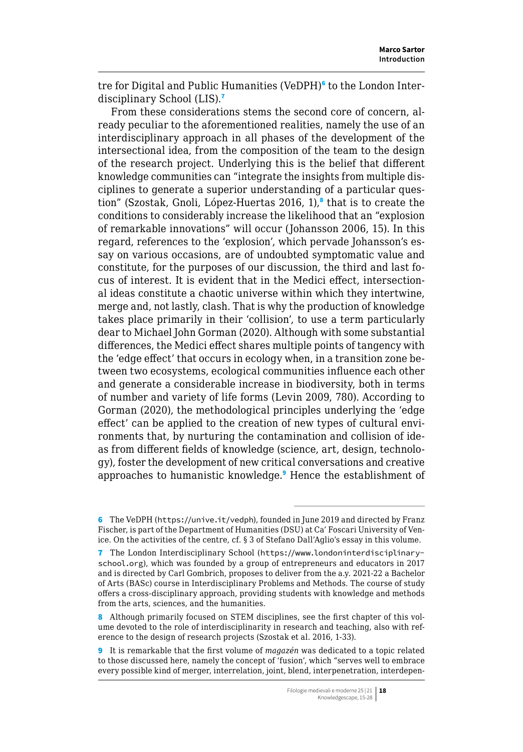tre for Digital and Public Humanities (VeDPH)[6] to the London Interdisciplinary School (LIS).[7]

From these considerations stems the second core of concern, already peculiar to the aforementioned realities, namely the use of an interdisciplinary approach in all phases of the development of the intersectional idea, from the composition of the team to the design of the research project. Underlying this is the belief that different knowledge communities can "integrate the insights from multiple disciplines to generate a superior understanding of a particular question" (Szostak, Gnoli, López-Huertas 2016, 1),[8] that is to create the conditions to considerably increase the likelihood that an "explosion of remarkable innovations" will occur (Johansson 2006, 15). In this regard, references to the 'explosion', which pervade Johansson's essay on various occasions, are of undoubted symptomatic value and constitute, for the purposes of our discussion, the third and last focus of interest. It is evident that in the Medici effect, intersectional ideas constitute a chaotic universe within which they intertwine, merge and, not lastly, clash. That is why the production of knowledge takes place primarily in their 'collision', to use a term particularly dear to Michael John Gorman (2020). Although with some substantial differences, the Medici effect shares multiple points of tangency with the 'edge effect' that occurs in ecology when, in a transition zone between two ecosystems, ecological communities influence each other and generate a considerable increase in biodiversity, both in terms of number and variety of life forms (Levin 2009, 780). According to Gorman (2020), the methodological principles underlying the 'edge effect' can be applied to the creation of new types of cultural environments that, by nurturing the contamination and collision of ideas from different fields of knowledge (science, art, design, technology), foster the development of new critical conversations and creative approaches to humanistic knowledge.[9] Hence the establishment of

---

6 The VeDPH (https://unive.it/vedph), founded in June 2019 and directed by Franz Fischer, is part of the Department of Humanities (DSU) at Ca' Foscari University of Venice. On the activities of the centre, cf. § 3 of Stefano Dall'Aglio's essay in this volume.

7 The London Interdisciplinary School (https://www.londoninterdisciplinaryschool.org), which was founded by a group of entrepreneurs and educators in 2017 and is directed by Carl Gombrich, proposes to deliver from the a.y. 2021-22 a Bachelor of Arts (BASc) course in Interdisciplinary Problems and Methods. The course of study offers a cross-disciplinary approach, providing students with knowledge and methods from the arts, sciences, and the humanities.

8 Although primarily focused on STEM disciplines, see the first chapter of this volume devoted to the role of interdisciplinarity in research and teaching, also with reference to the design of research projects (Szostak et al. 2016, 1-33).

9 It is remarkable that the first volume of *magazén* was dedicated to a topic related to those discussed here, namely the concept of 'fusion', which "serves well to embrace every possible kind of merger, interrelation, joint, blend, interpenetration, interdepen-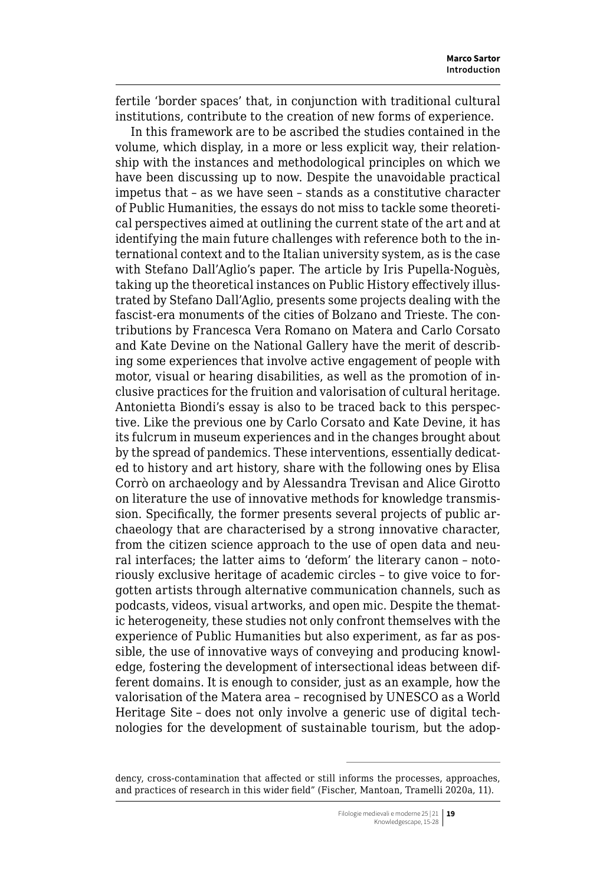fertile 'border spaces' that, in conjunction with traditional cultural institutions, contribute to the creation of new forms of experience.

In this framework are to be ascribed the studies contained in the volume, which display, in a more or less explicit way, their relationship with the instances and methodological principles on which we have been discussing up to now. Despite the unavoidable practical impetus that – as we have seen – stands as a constitutive character of Public Humanities, the essays do not miss to tackle some theoretical perspectives aimed at outlining the current state of the art and at identifying the main future challenges with reference both to the international context and to the Italian university system, as is the case with Stefano Dall'Aglio's paper. The article by Iris Pupella-Noguès, taking up the theoretical instances on Public History effectively illustrated by Stefano Dall'Aglio, presents some projects dealing with the fascist-era monuments of the cities of Bolzano and Trieste. The contributions by Francesca Vera Romano on Matera and Carlo Corsato and Kate Devine on the National Gallery have the merit of describing some experiences that involve active engagement of people with motor, visual or hearing disabilities, as well as the promotion of inclusive practices for the fruition and valorisation of cultural heritage. Antonietta Biondi's essay is also to be traced back to this perspective. Like the previous one by Carlo Corsato and Kate Devine, it has its fulcrum in museum experiences and in the changes brought about by the spread of pandemics. These interventions, essentially dedicated to history and art history, share with the following ones by Elisa Corrò on archaeology and by Alessandra Trevisan and Alice Girotto on literature the use of innovative methods for knowledge transmission. Specifically, the former presents several projects of public archaeology that are characterised by a strong innovative character, from the citizen science approach to the use of open data and neural interfaces; the latter aims to 'deform' the literary canon – notoriously exclusive heritage of academic circles – to give voice to forgotten artists through alternative communication channels, such as podcasts, videos, visual artworks, and open mic. Despite the thematic heterogeneity, these studies not only confront themselves with the experience of Public Humanities but also experiment, as far as possible, the use of innovative ways of conveying and producing knowledge, fostering the development of intersectional ideas between different domains. It is enough to consider, just as an example, how the valorisation of the Matera area – recognised by UNESCO as a World Heritage Site – does not only involve a generic use of digital technologies for the development of sustainable tourism, but the adop-

dency, cross-contamination that affected or still informs the processes, approaches, and practices of research in this wider field" (Fischer, Mantoan, Tramelli 2020a, 11).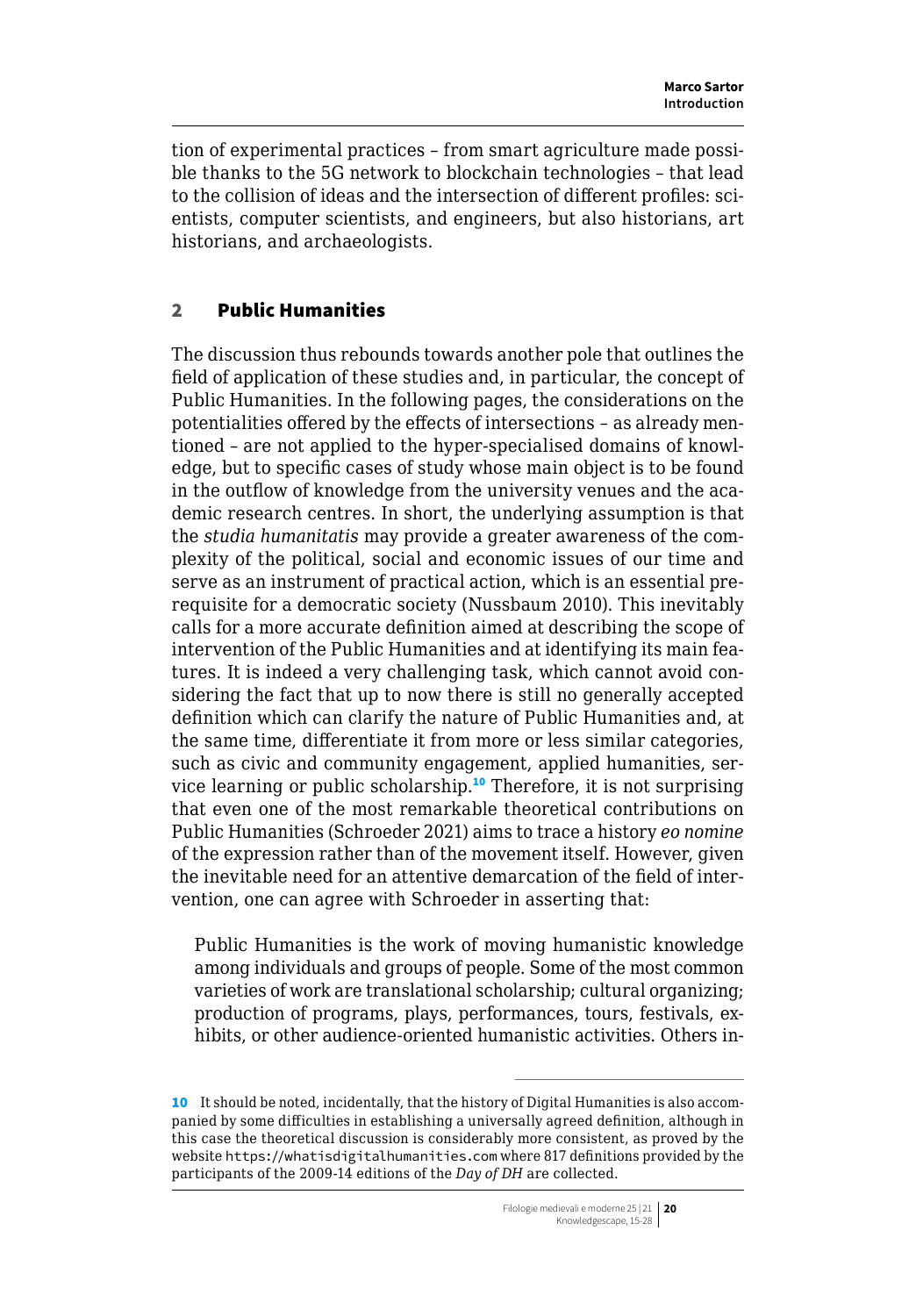tion of experimental practices – from smart agriculture made possible thanks to the 5G network to blockchain technologies – that lead to the collision of ideas and the intersection of different profiles: scientists, computer scientists, and engineers, but also historians, art historians, and archaeologists.

## 2 Public Humanities

The discussion thus rebounds towards another pole that outlines the field of application of these studies and, in particular, the concept of Public Humanities. In the following pages, the considerations on the potentialities offered by the effects of intersections – as already mentioned – are not applied to the hyper-specialised domains of knowledge, but to specific cases of study whose main object is to be found in the outflow of knowledge from the university venues and the academic research centres. In short, the underlying assumption is that the *studia humanitatis* may provide a greater awareness of the complexity of the political, social and economic issues of our time and serve as an instrument of practical action, which is an essential prerequisite for a democratic society (Nussbaum 2010). This inevitably calls for a more accurate definition aimed at describing the scope of intervention of the Public Humanities and at identifying its main features. It is indeed a very challenging task, which cannot avoid considering the fact that up to now there is still no generally accepted definition which can clarify the nature of Public Humanities and, at the same time, differentiate it from more or less similar categories, such as civic and community engagement, applied humanities, service learning or public scholarship.[10] Therefore, it is not surprising that even one of the most remarkable theoretical contributions on Public Humanities (Schroeder 2021) aims to trace a history *eo nomine* of the expression rather than of the movement itself. However, given the inevitable need for an attentive demarcation of the field of intervention, one can agree with Schroeder in asserting that:

> Public Humanities is the work of moving humanistic knowledge among individuals and groups of people. Some of the most common varieties of work are translational scholarship; cultural organizing; production of programs, plays, performances, tours, festivals, exhibits, or other audience-oriented humanistic activities. Others in-

---

[10] It should be noted, incidentally, that the history of Digital Humanities is also accompanied by some difficulties in establishing a universally agreed definition, although in this case the theoretical discussion is considerably more consistent, as proved by the website https://whatisdigitalhumanities.com where 817 definitions provided by the participants of the 2009-14 editions of the *Day of DH* are collected.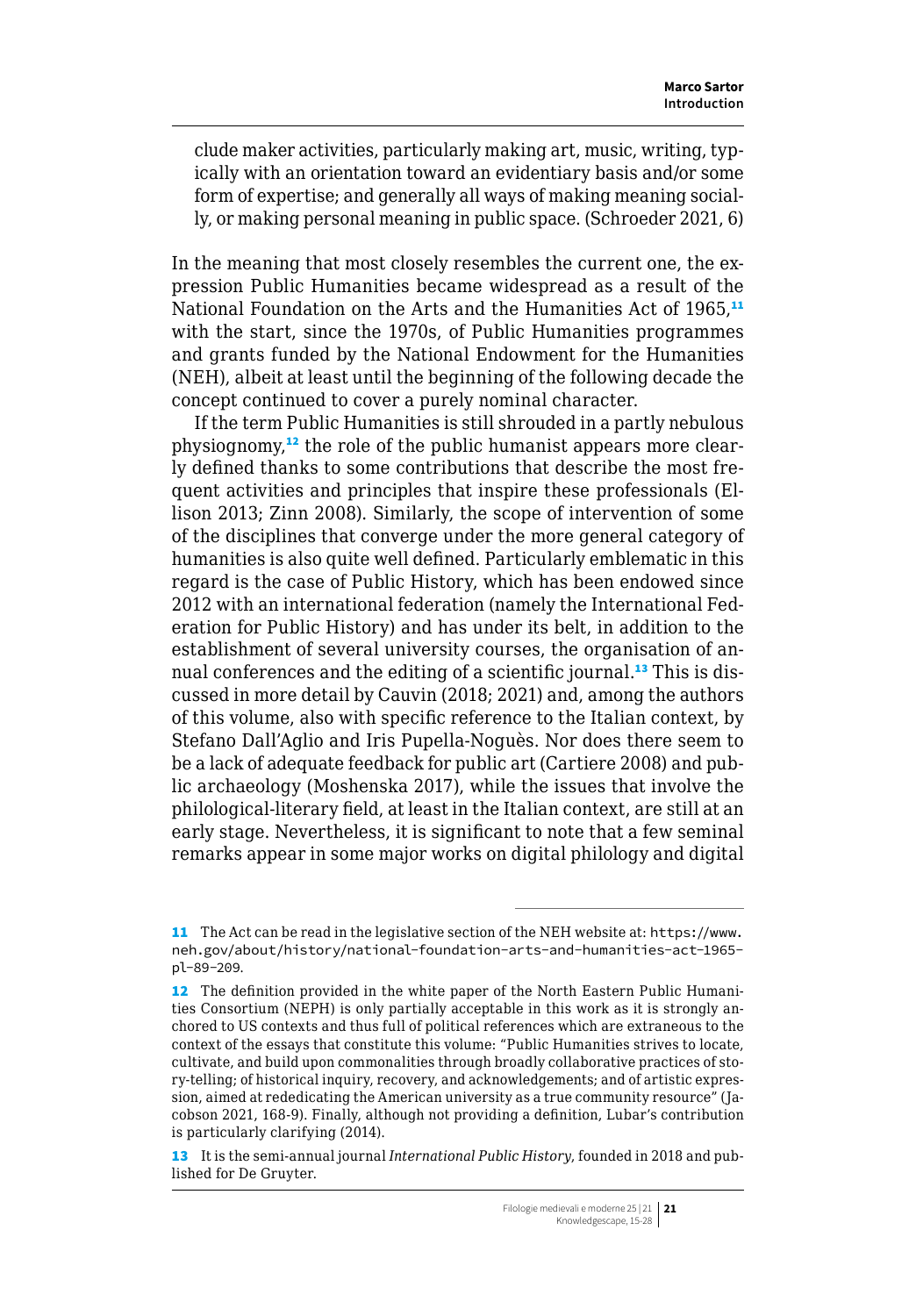> clude maker activities, particularly making art, music, writing, typically with an orientation toward an evidentiary basis and/or some form of expertise; and generally all ways of making meaning socially, or making personal meaning in public space. (Schroeder 2021, 6)

In the meaning that most closely resembles the current one, the expression Public Humanities became widespread as a result of the National Foundation on the Arts and the Humanities Act of 1965,[11] with the start, since the 1970s, of Public Humanities programmes and grants funded by the National Endowment for the Humanities (NEH), albeit at least until the beginning of the following decade the concept continued to cover a purely nominal character.

If the term Public Humanities is still shrouded in a partly nebulous physiognomy,[12] the role of the public humanist appears more clearly defined thanks to some contributions that describe the most frequent activities and principles that inspire these professionals (Ellison 2013; Zinn 2008). Similarly, the scope of intervention of some of the disciplines that converge under the more general category of humanities is also quite well defined. Particularly emblematic in this regard is the case of Public History, which has been endowed since 2012 with an international federation (namely the International Federation for Public History) and has under its belt, in addition to the establishment of several university courses, the organisation of annual conferences and the editing of a scientific journal.[13] This is discussed in more detail by Cauvin (2018; 2021) and, among the authors of this volume, also with specific reference to the Italian context, by Stefano Dall'Aglio and Iris Pupella-Noguès. Nor does there seem to be a lack of adequate feedback for public art (Cartiere 2008) and public archaeology (Moshenska 2017), while the issues that involve the philological-literary field, at least in the Italian context, are still at an early stage. Nevertheless, it is significant to note that a few seminal remarks appear in some major works on digital philology and digital

---

11 The Act can be read in the legislative section of the NEH website at: https://www.neh.gov/about/history/national-foundation-arts-and-humanities-act-1965-pl-89-209.

12 The definition provided in the white paper of the North Eastern Public Humanities Consortium (NEPH) is only partially acceptable in this work as it is strongly anchored to US contexts and thus full of political references which are extraneous to the context of the essays that constitute this volume: "Public Humanities strives to locate, cultivate, and build upon commonalities through broadly collaborative practices of story-telling; of historical inquiry, recovery, and acknowledgements; and of artistic expression, aimed at rededicating the American university as a true community resource" (Jacobson 2021, 168-9). Finally, although not providing a definition, Lubar's contribution is particularly clarifying (2014).

13 It is the semi-annual journal *International Public History*, founded in 2018 and published for De Gruyter.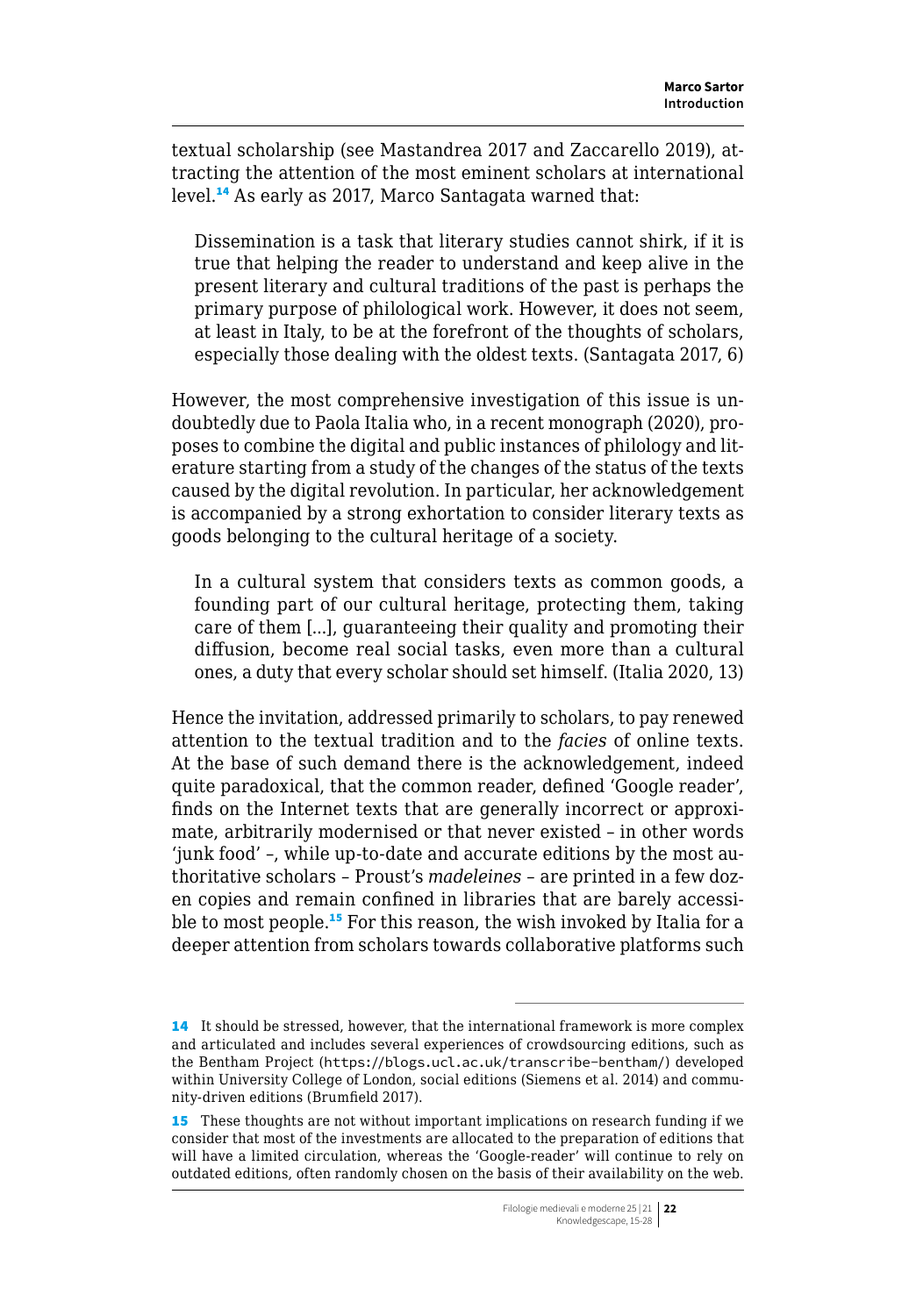textual scholarship (see Mastandrea 2017 and Zaccarello 2019), attracting the attention of the most eminent scholars at international level.[14] As early as 2017, Marco Santagata warned that:

> Dissemination is a task that literary studies cannot shirk, if it is true that helping the reader to understand and keep alive in the present literary and cultural traditions of the past is perhaps the primary purpose of philological work. However, it does not seem, at least in Italy, to be at the forefront of the thoughts of scholars, especially those dealing with the oldest texts. (Santagata 2017, 6)

However, the most comprehensive investigation of this issue is undoubtedly due to Paola Italia who, in a recent monograph (2020), proposes to combine the digital and public instances of philology and literature starting from a study of the changes of the status of the texts caused by the digital revolution. In particular, her acknowledgement is accompanied by a strong exhortation to consider literary texts as goods belonging to the cultural heritage of a society.

> In a cultural system that considers texts as common goods, a founding part of our cultural heritage, protecting them, taking care of them [...], guaranteeing their quality and promoting their diffusion, become real social tasks, even more than a cultural ones, a duty that every scholar should set himself. (Italia 2020, 13)

Hence the invitation, addressed primarily to scholars, to pay renewed attention to the textual tradition and to the *facies* of online texts. At the base of such demand there is the acknowledgement, indeed quite paradoxical, that the common reader, defined 'Google reader', finds on the Internet texts that are generally incorrect or approximate, arbitrarily modernised or that never existed – in other words 'junk food' –, while up-to-date and accurate editions by the most authoritative scholars – Proust's *madeleines* – are printed in a few dozen copies and remain confined in libraries that are barely accessible to most people.[15] For this reason, the wish invoked by Italia for a deeper attention from scholars towards collaborative platforms such

---

[14] It should be stressed, however, that the international framework is more complex and articulated and includes several experiences of crowdsourcing editions, such as the Bentham Project (`https://blogs.ucl.ac.uk/transcribe-bentham/`) developed within University College of London, social editions (Siemens et al. 2014) and community-driven editions (Brumfield 2017).

[15] These thoughts are not without important implications on research funding if we consider that most of the investments are allocated to the preparation of editions that will have a limited circulation, whereas the 'Google-reader' will continue to rely on outdated editions, often randomly chosen on the basis of their availability on the web.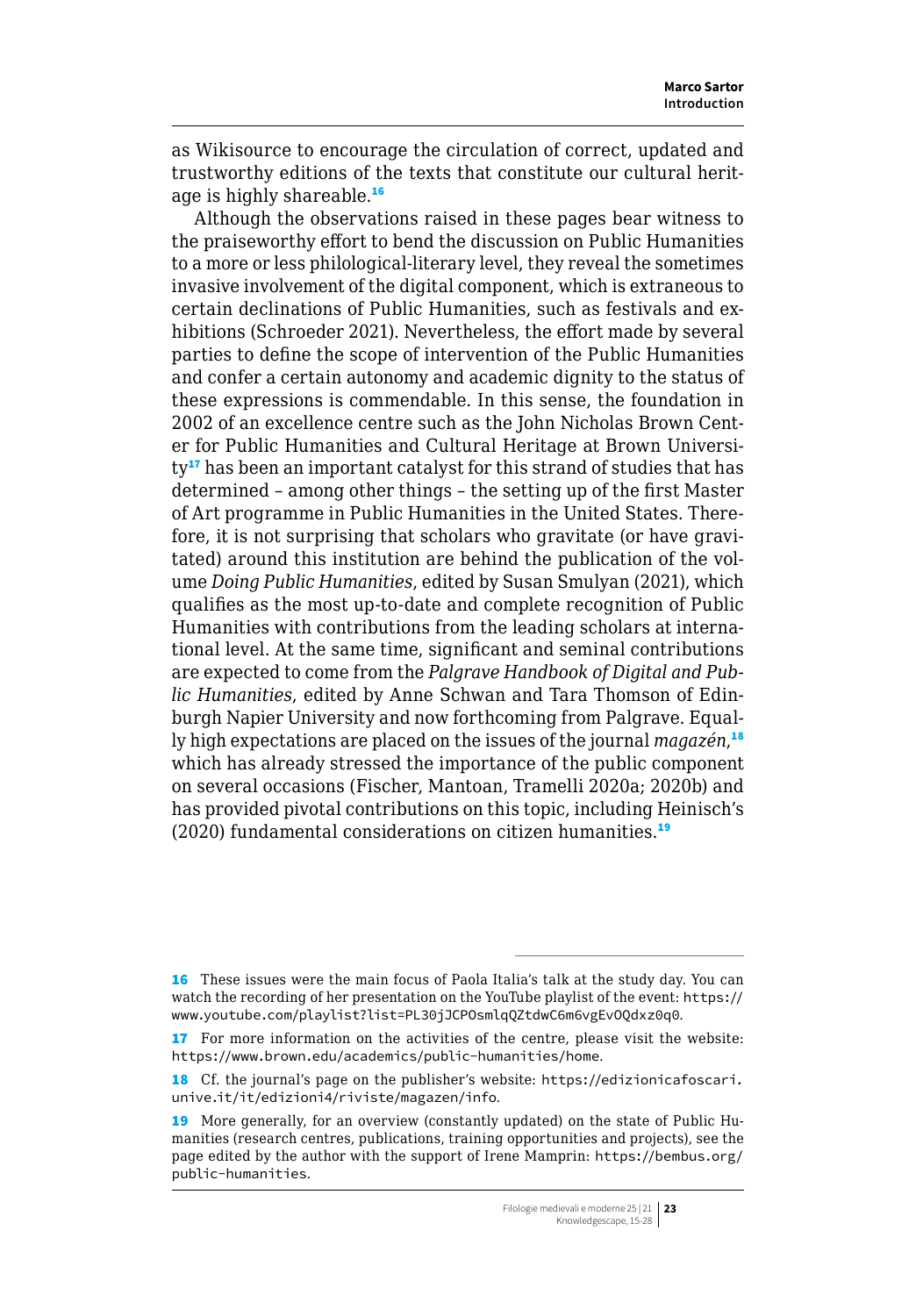as Wikisource to encourage the circulation of correct, updated and trustworthy editions of the texts that constitute our cultural heritage is highly shareable.[16]

Although the observations raised in these pages bear witness to the praiseworthy effort to bend the discussion on Public Humanities to a more or less philological-literary level, they reveal the sometimes invasive involvement of the digital component, which is extraneous to certain declinations of Public Humanities, such as festivals and exhibitions (Schroeder 2021). Nevertheless, the effort made by several parties to define the scope of intervention of the Public Humanities and confer a certain autonomy and academic dignity to the status of these expressions is commendable. In this sense, the foundation in 2002 of an excellence centre such as the John Nicholas Brown Center for Public Humanities and Cultural Heritage at Brown University[17] has been an important catalyst for this strand of studies that has determined – among other things – the setting up of the first Master of Art programme in Public Humanities in the United States. Therefore, it is not surprising that scholars who gravitate (or have gravitated) around this institution are behind the publication of the volume *Doing Public Humanities*, edited by Susan Smulyan (2021), which qualifies as the most up-to-date and complete recognition of Public Humanities with contributions from the leading scholars at international level. At the same time, significant and seminal contributions are expected to come from the *Palgrave Handbook of Digital and Public Humanities*, edited by Anne Schwan and Tara Thomson of Edinburgh Napier University and now forthcoming from Palgrave. Equally high expectations are placed on the issues of the journal *magazén*,[18] which has already stressed the importance of the public component on several occasions (Fischer, Mantoan, Tramelli 2020a; 2020b) and has provided pivotal contributions on this topic, including Heinisch's (2020) fundamental considerations on citizen humanities.[19]

---

16 These issues were the main focus of Paola Italia's talk at the study day. You can watch the recording of her presentation on the YouTube playlist of the event: https://www.youtube.com/playlist?list=PL30jJCPOsmlqQZtdwC6m6vgEvOQdxz0q0.

17 For more information on the activities of the centre, please visit the website: https://www.brown.edu/academics/public-humanities/home.

18 Cf. the journal's page on the publisher's website: https://edizionicafoscari.unive.it/it/edizioni4/riviste/magazen/info.

19 More generally, for an overview (constantly updated) on the state of Public Humanities (research centres, publications, training opportunities and projects), see the page edited by the author with the support of Irene Mamprin: https://bembus.org/public-humanities.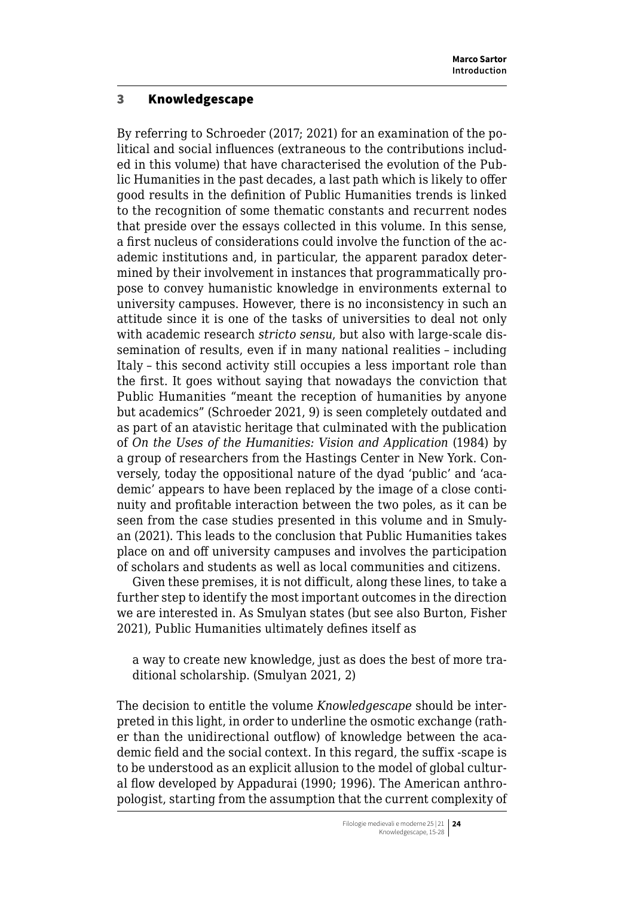## 3 Knowledgescape

By referring to Schroeder (2017; 2021) for an examination of the political and social influences (extraneous to the contributions included in this volume) that have characterised the evolution of the Public Humanities in the past decades, a last path which is likely to offer good results in the definition of Public Humanities trends is linked to the recognition of some thematic constants and recurrent nodes that preside over the essays collected in this volume. In this sense, a first nucleus of considerations could involve the function of the academic institutions and, in particular, the apparent paradox determined by their involvement in instances that programmatically propose to convey humanistic knowledge in environments external to university campuses. However, there is no inconsistency in such an attitude since it is one of the tasks of universities to deal not only with academic research *stricto sensu*, but also with large-scale dissemination of results, even if in many national realities – including Italy – this second activity still occupies a less important role than the first. It goes without saying that nowadays the conviction that Public Humanities "meant the reception of humanities by anyone but academics" (Schroeder 2021, 9) is seen completely outdated and as part of an atavistic heritage that culminated with the publication of *On the Uses of the Humanities: Vision and Application* (1984) by a group of researchers from the Hastings Center in New York. Conversely, today the oppositional nature of the dyad 'public' and 'academic' appears to have been replaced by the image of a close continuity and profitable interaction between the two poles, as it can be seen from the case studies presented in this volume and in Smulyan (2021). This leads to the conclusion that Public Humanities takes place on and off university campuses and involves the participation of scholars and students as well as local communities and citizens.

Given these premises, it is not difficult, along these lines, to take a further step to identify the most important outcomes in the direction we are interested in. As Smulyan states (but see also Burton, Fisher 2021), Public Humanities ultimately defines itself as

> a way to create new knowledge, just as does the best of more traditional scholarship. (Smulyan 2021, 2)

The decision to entitle the volume *Knowledgescape* should be interpreted in this light, in order to underline the osmotic exchange (rather than the unidirectional outflow) of knowledge between the academic field and the social context. In this regard, the suffix -scape is to be understood as an explicit allusion to the model of global cultural flow developed by Appadurai (1990; 1996). The American anthropologist, starting from the assumption that the current complexity of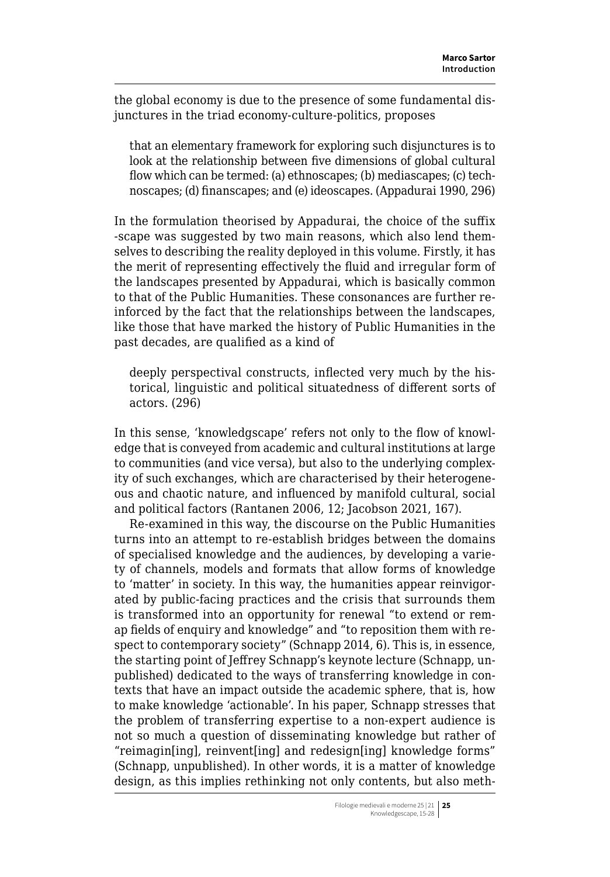the global economy is due to the presence of some fundamental disjunctures in the triad economy-culture-politics, proposes

> that an elementary framework for exploring such disjunctures is to look at the relationship between five dimensions of global cultural flow which can be termed: (a) ethnoscapes; (b) mediascapes; (c) technoscapes; (d) finanscapes; and (e) ideoscapes. (Appadurai 1990, 296)

In the formulation theorised by Appadurai, the choice of the suffix -scape was suggested by two main reasons, which also lend themselves to describing the reality deployed in this volume. Firstly, it has the merit of representing effectively the fluid and irregular form of the landscapes presented by Appadurai, which is basically common to that of the Public Humanities. These consonances are further reinforced by the fact that the relationships between the landscapes, like those that have marked the history of Public Humanities in the past decades, are qualified as a kind of

> deeply perspectival constructs, inflected very much by the historical, linguistic and political situatedness of different sorts of actors. (296)

In this sense, 'knowledgscape' refers not only to the flow of knowledge that is conveyed from academic and cultural institutions at large to communities (and vice versa), but also to the underlying complexity of such exchanges, which are characterised by their heterogeneous and chaotic nature, and influenced by manifold cultural, social and political factors (Rantanen 2006, 12; Jacobson 2021, 167).

Re-examined in this way, the discourse on the Public Humanities turns into an attempt to re-establish bridges between the domains of specialised knowledge and the audiences, by developing a variety of channels, models and formats that allow forms of knowledge to 'matter' in society. In this way, the humanities appear reinvigorated by public-facing practices and the crisis that surrounds them is transformed into an opportunity for renewal "to extend or remap fields of enquiry and knowledge" and "to reposition them with respect to contemporary society" (Schnapp 2014, 6). This is, in essence, the starting point of Jeffrey Schnapp's keynote lecture (Schnapp, unpublished) dedicated to the ways of transferring knowledge in contexts that have an impact outside the academic sphere, that is, how to make knowledge 'actionable'. In his paper, Schnapp stresses that the problem of transferring expertise to a non-expert audience is not so much a question of disseminating knowledge but rather of "reimagin[ing], reinvent[ing] and redesign[ing] knowledge forms" (Schnapp, unpublished). In other words, it is a matter of knowledge design, as this implies rethinking not only contents, but also meth-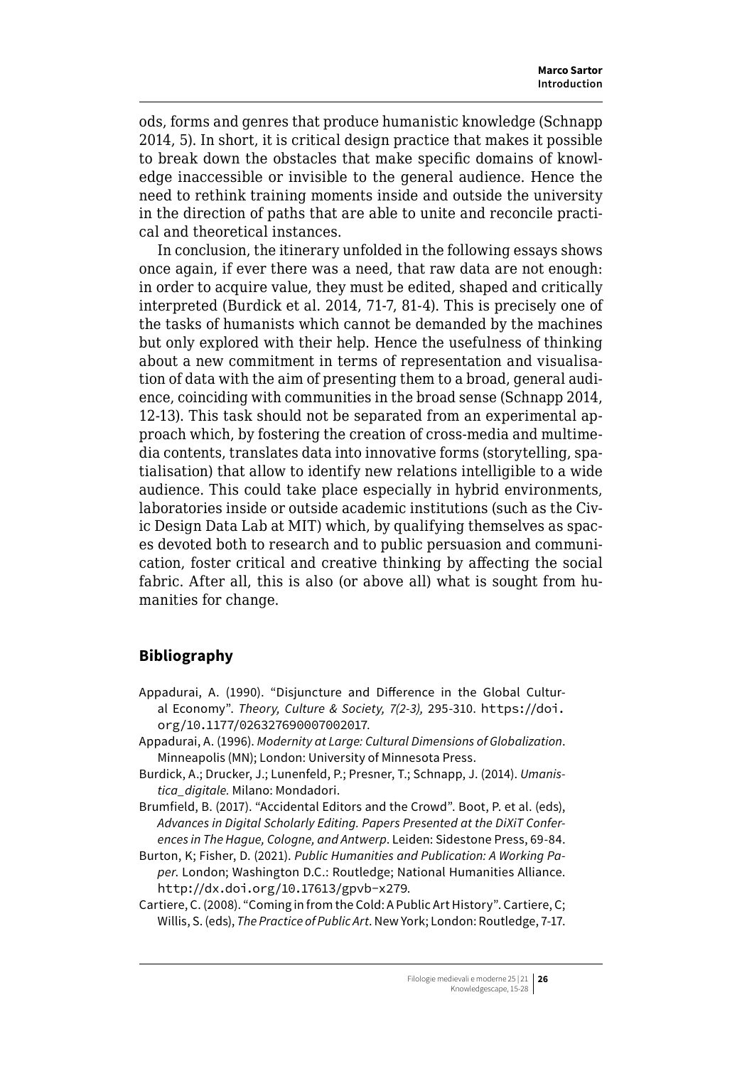ods, forms and genres that produce humanistic knowledge (Schnapp 2014, 5). In short, it is critical design practice that makes it possible to break down the obstacles that make specific domains of knowledge inaccessible or invisible to the general audience. Hence the need to rethink training moments inside and outside the university in the direction of paths that are able to unite and reconcile practical and theoretical instances.

In conclusion, the itinerary unfolded in the following essays shows once again, if ever there was a need, that raw data are not enough: in order to acquire value, they must be edited, shaped and critically interpreted (Burdick et al. 2014, 71-7, 81-4). This is precisely one of the tasks of humanists which cannot be demanded by the machines but only explored with their help. Hence the usefulness of thinking about a new commitment in terms of representation and visualisation of data with the aim of presenting them to a broad, general audience, coinciding with communities in the broad sense (Schnapp 2014, 12-13). This task should not be separated from an experimental approach which, by fostering the creation of cross-media and multimedia contents, translates data into innovative forms (storytelling, spatialisation) that allow to identify new relations intelligible to a wide audience. This could take place especially in hybrid environments, laboratories inside or outside academic institutions (such as the Civic Design Data Lab at MIT) which, by qualifying themselves as spaces devoted both to research and to public persuasion and communication, foster critical and creative thinking by affecting the social fabric. After all, this is also (or above all) what is sought from humanities for change.

## Bibliography

Appadurai, A. (1990). "Disjuncture and Difference in the Global Cultural Economy". *Theory, Culture & Society, 7(2-3)*, 295-310. https://doi.org/10.1177/026327690007002017.

Appadurai, A. (1996). *Modernity at Large: Cultural Dimensions of Globalization*. Minneapolis (MN); London: University of Minnesota Press.

Burdick, A.; Drucker, J.; Lunenfeld, P.; Presner, T.; Schnapp, J. (2014). *Umanistica_digitale.* Milano: Mondadori.

Brumfield, B. (2017). "Accidental Editors and the Crowd". Boot, P. et al. (eds), *Advances in Digital Scholarly Editing. Papers Presented at the DiXiT Conferences in The Hague, Cologne, and Antwerp*. Leiden: Sidestone Press, 69-84.

Burton, K; Fisher, D. (2021). *Public Humanities and Publication: A Working Paper*. London; Washington D.C.: Routledge; National Humanities Alliance. http://dx.doi.org/10.17613/gpvb-x279.

Cartiere, C. (2008). "Coming in from the Cold: A Public Art History". Cartiere, C; Willis, S. (eds), *The Practice of Public Art*. New York; London: Routledge, 7-17.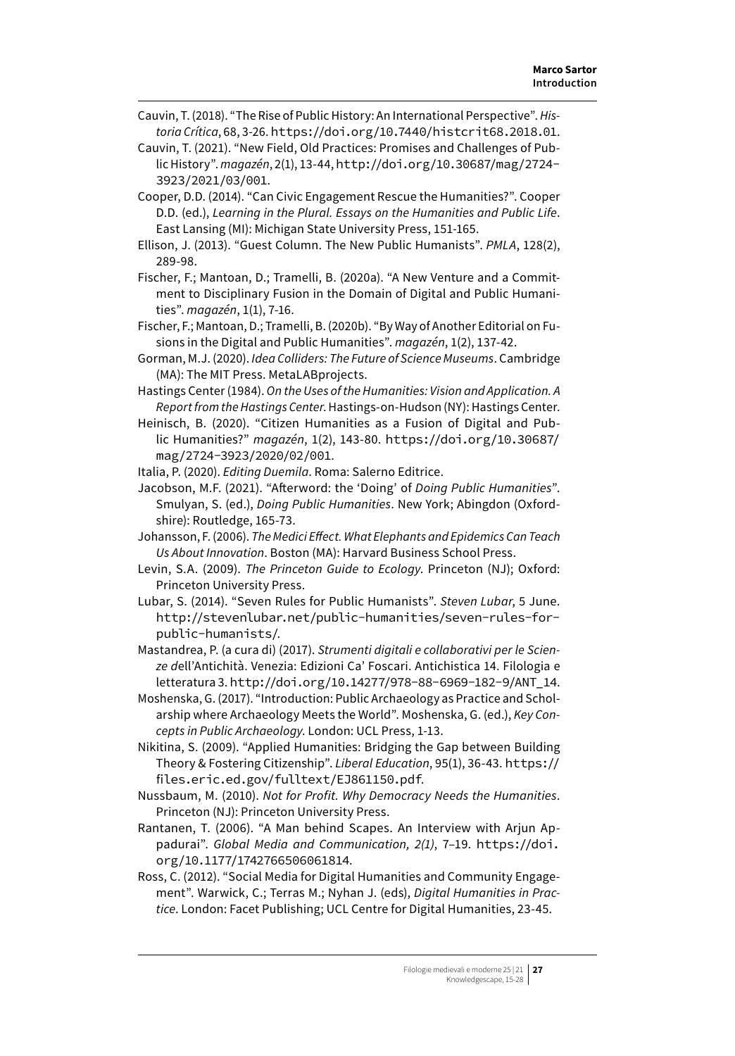Cauvin, T. (2018). "The Rise of Public History: An International Perspective". *Historia Crítica*, 68, 3-26. https://doi.org/10.7440/histcrit68.2018.01.

Cauvin, T. (2021). "New Field, Old Practices: Promises and Challenges of Public History". *magazén*, 2(1), 13-44, http://doi.org/10.30687/mag/2724-3923/2021/03/001.

Cooper, D.D. (2014). "Can Civic Engagement Rescue the Humanities?". Cooper D.D. (ed.), *Learning in the Plural. Essays on the Humanities and Public Life*. East Lansing (MI): Michigan State University Press, 151-165.

Ellison, J. (2013). "Guest Column. The New Public Humanists". *PMLA*, 128(2), 289-98.

Fischer, F.; Mantoan, D.; Tramelli, B. (2020a). "A New Venture and a Commitment to Disciplinary Fusion in the Domain of Digital and Public Humanities". *magazén*, 1(1), 7-16.

Fischer, F.; Mantoan, D.; Tramelli, B. (2020b). "By Way of Another Editorial on Fusions in the Digital and Public Humanities". *magazén*, 1(2), 137-42.

Gorman, M.J. (2020). *Idea Colliders: The Future of Science Museums*. Cambridge (MA): The MIT Press. MetaLABprojects.

Hastings Center (1984). *On the Uses of the Humanities: Vision and Application. A Report from the Hastings Center*. Hastings-on-Hudson (NY): Hastings Center.

Heinisch, B. (2020). "Citizen Humanities as a Fusion of Digital and Public Humanities?" *magazén*, 1(2), 143-80. https://doi.org/10.30687/mag/2724-3923/2020/02/001.

Italia, P. (2020). *Editing Duemila*. Roma: Salerno Editrice.

Jacobson, M.F. (2021). "Afterword: the 'Doing' of *Doing Public Humanities*". Smulyan, S. (ed.), *Doing Public Humanities*. New York; Abingdon (Oxfordshire): Routledge, 165-73.

Johansson, F. (2006). *The Medici Effect. What Elephants and Epidemics Can Teach Us About Innovation*. Boston (MA): Harvard Business School Press.

Levin, S.A. (2009). *The Princeton Guide to Ecology*. Princeton (NJ); Oxford: Princeton University Press.

Lubar, S. (2014). "Seven Rules for Public Humanists". *Steven Lubar*, 5 June. http://stevenlubar.net/public-humanities/seven-rules-for-public-humanists/.

Mastandrea, P. (a cura di) (2017). *Strumenti digitali e collaborativi per le Scienze d*ell'Antichità. Venezia: Edizioni Ca' Foscari. Antichistica 14. Filologia e letteratura 3. http://doi.org/10.14277/978-88-6969-182-9/ANT_14.

Moshenska, G. (2017). "Introduction: Public Archaeology as Practice and Scholarship where Archaeology Meets the World". Moshenska, G. (ed.), *Key Concepts in Public Archaeology*. London: UCL Press, 1-13.

Nikitina, S. (2009). "Applied Humanities: Bridging the Gap between Building Theory & Fostering Citizenship". *Liberal Education*, 95(1), 36-43. https://files.eric.ed.gov/fulltext/EJ861150.pdf.

Nussbaum, M. (2010). *Not for Profit. Why Democracy Needs the Humanities*. Princeton (NJ): Princeton University Press.

Rantanen, T. (2006). "A Man behind Scapes. An Interview with Arjun Appadurai". *Global Media and Communication, 2(1)*, 7–19. https://doi.org/10.1177/1742766506061814.

Ross, C. (2012). "Social Media for Digital Humanities and Community Engagement". Warwick, C.; Terras M.; Nyhan J. (eds), *Digital Humanities in Practice*. London: Facet Publishing; UCL Centre for Digital Humanities, 23-45.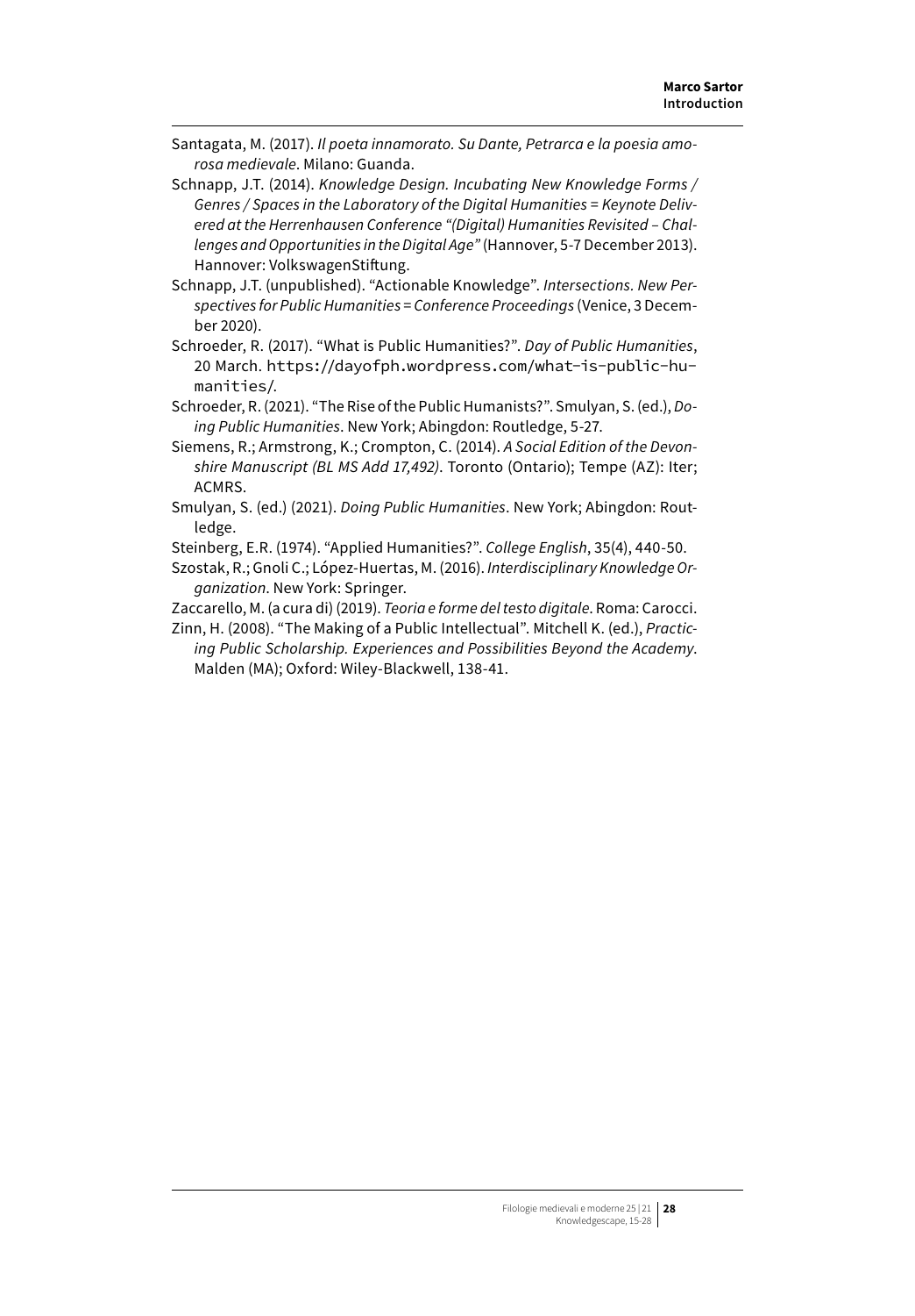Santagata, M. (2017). *Il poeta innamorato. Su Dante, Petrarca e la poesia amorosa medievale*. Milano: Guanda.

Schnapp, J.T. (2014). *Knowledge Design. Incubating New Knowledge Forms / Genres / Spaces in the Laboratory of the Digital Humanities = Keynote Delivered at the Herrenhausen Conference "(Digital) Humanities Revisited – Challenges and Opportunities in the Digital Age"* (Hannover, 5-7 December 2013). Hannover: VolkswagenStiftung.

Schnapp, J.T. (unpublished). "Actionable Knowledge". *Intersections. New Perspectives for Public Humanities = Conference Proceedings* (Venice, 3 December 2020).

Schroeder, R. (2017). "What is Public Humanities?". *Day of Public Humanities*, 20 March. https://dayofph.wordpress.com/what-is-public-humanities/.

Schroeder, R. (2021). "The Rise of the Public Humanists?". Smulyan, S. (ed.), *Doing Public Humanities*. New York; Abingdon: Routledge, 5-27.

Siemens, R.; Armstrong, K.; Crompton, C. (2014). *A Social Edition of the Devonshire Manuscript (BL MS Add 17,492)*. Toronto (Ontario); Tempe (AZ): Iter; ACMRS.

Smulyan, S. (ed.) (2021). *Doing Public Humanities*. New York; Abingdon: Routledge.

Steinberg, E.R. (1974). "Applied Humanities?". *College English*, 35(4), 440-50.

Szostak, R.; Gnoli C.; López-Huertas, M. (2016). *Interdisciplinary Knowledge Organization*. New York: Springer.

Zaccarello, M. (a cura di) (2019). *Teoria e forme del testo digitale*. Roma: Carocci.

Zinn, H. (2008). "The Making of a Public Intellectual". Mitchell K. (ed.), *Practicing Public Scholarship. Experiences and Possibilities Beyond the Academy*. Malden (MA); Oxford: Wiley-Blackwell, 138-41.